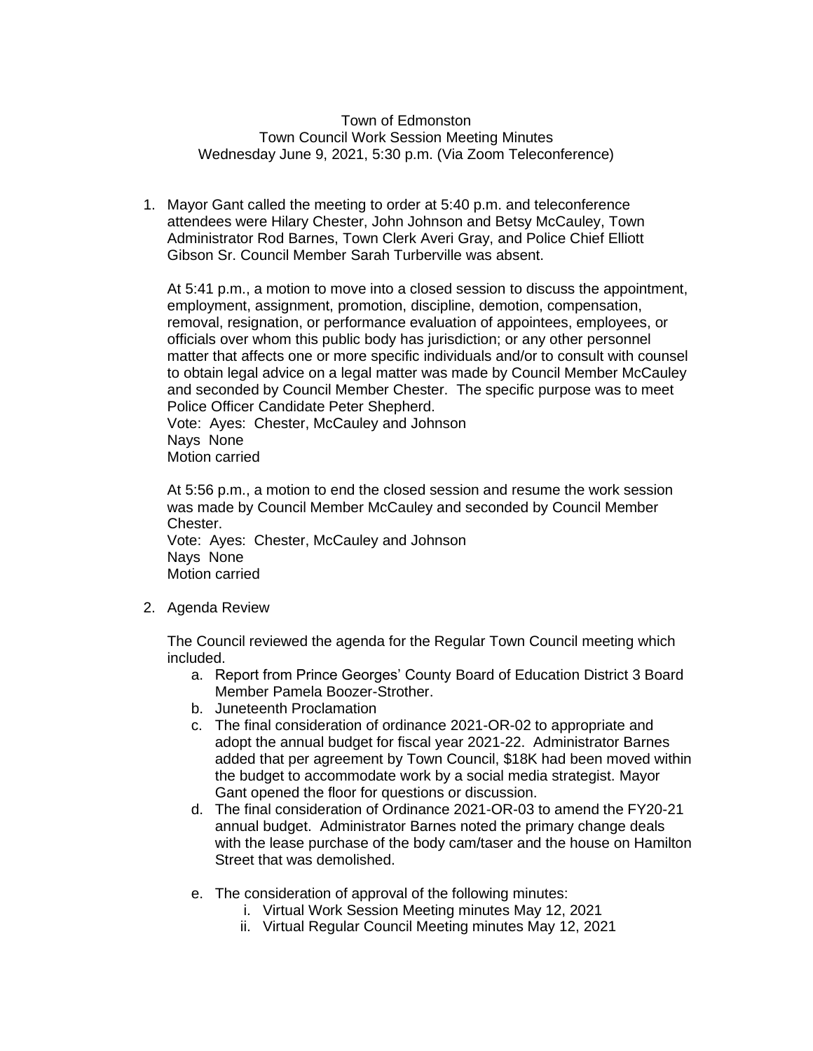Town of Edmonston
Town Council Work Session Meeting Minutes
Wednesday June 9, 2021, 5:30 p.m. (Via Zoom Teleconference)

1. Mayor Gant called the meeting to order at 5:40 p.m. and teleconference attendees were Hilary Chester, John Johnson and Betsy McCauley, Town Administrator Rod Barnes, Town Clerk Averi Gray, and Police Chief Elliott Gibson Sr. Council Member Sarah Turberville was absent.

   At 5:41 p.m., a motion to move into a closed session to discuss the appointment, employment, assignment, promotion, discipline, demotion, compensation, removal, resignation, or performance evaluation of appointees, employees, or officials over whom this public body has jurisdiction; or any other personnel matter that affects one or more specific individuals and/or to consult with counsel to obtain legal advice on a legal matter was made by Council Member McCauley and seconded by Council Member Chester. The specific purpose was to meet Police Officer Candidate Peter Shepherd.
   Vote: Ayes: Chester, McCauley and Johnson
   Nays None
   Motion carried

   At 5:56 p.m., a motion to end the closed session and resume the work session was made by Council Member McCauley and seconded by Council Member Chester.
   Vote: Ayes: Chester, McCauley and Johnson
   Nays None
   Motion carried

2. Agenda Review

   The Council reviewed the agenda for the Regular Town Council meeting which included.

   a. Report from Prince Georges' County Board of Education District 3 Board Member Pamela Boozer-Strother.
   b. Juneteenth Proclamation
   c. The final consideration of ordinance 2021-OR-02 to appropriate and adopt the annual budget for fiscal year 2021-22. Administrator Barnes added that per agreement by Town Council, $18K had been moved within the budget to accommodate work by a social media strategist. Mayor Gant opened the floor for questions or discussion.
   d. The final consideration of Ordinance 2021-OR-03 to amend the FY20-21 annual budget. Administrator Barnes noted the primary change deals with the lease purchase of the body cam/taser and the house on Hamilton Street that was demolished.
   e. The consideration of approval of the following minutes:
      i. Virtual Work Session Meeting minutes May 12, 2021
      ii. Virtual Regular Council Meeting minutes May 12, 2021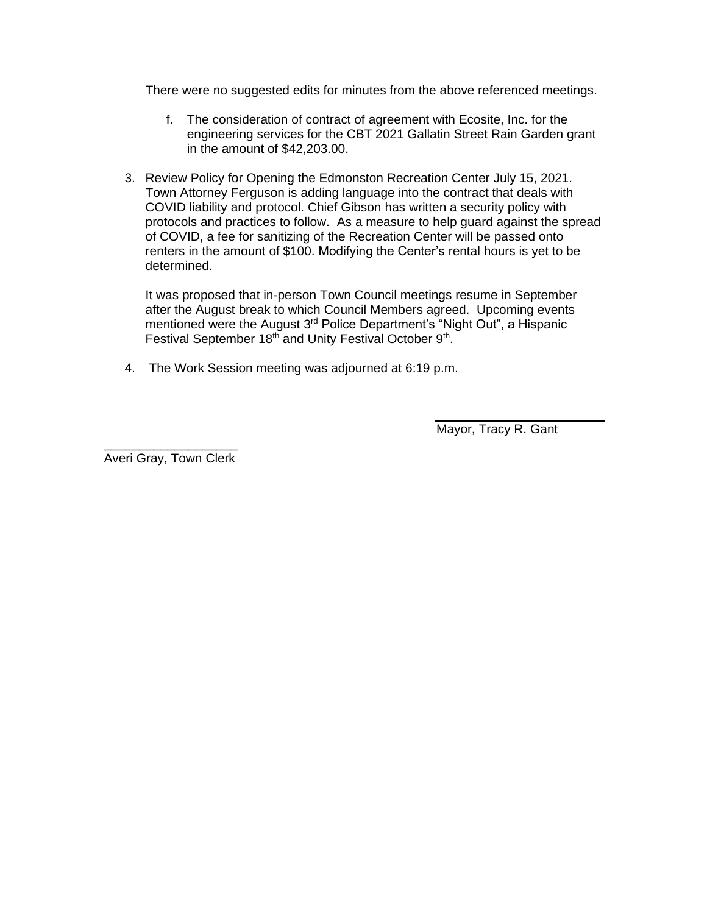There were no suggested edits for minutes from the above referenced meetings.

f. The consideration of contract of agreement with Ecosite, Inc. for the engineering services for the CBT 2021 Gallatin Street Rain Garden grant in the amount of $42,203.00.

3. Review Policy for Opening the Edmonston Recreation Center July 15, 2021. Town Attorney Ferguson is adding language into the contract that deals with COVID liability and protocol. Chief Gibson has written a security policy with protocols and practices to follow. As a measure to help guard against the spread of COVID, a fee for sanitizing of the Recreation Center will be passed onto renters in the amount of $100. Modifying the Center's rental hours is yet to be determined.

   It was proposed that in-person Town Council meetings resume in September after the August break to which Council Members agreed. Upcoming events mentioned were the August 3rd Police Department's "Night Out", a Hispanic Festival September 18th and Unity Festival October 9th.

4. The Work Session meeting was adjourned at 6:19 p.m.

\_\_\_\_\_\_\_\_\_\_\_\_\_\_\_\_\_\_\_\_\_\_\_
Mayor, Tracy R. Gant

\_\_\_\_\_\_\_\_\_\_\_\_\_\_\_\_\_\_\_\_\_\_\_
Averi Gray, Town Clerk